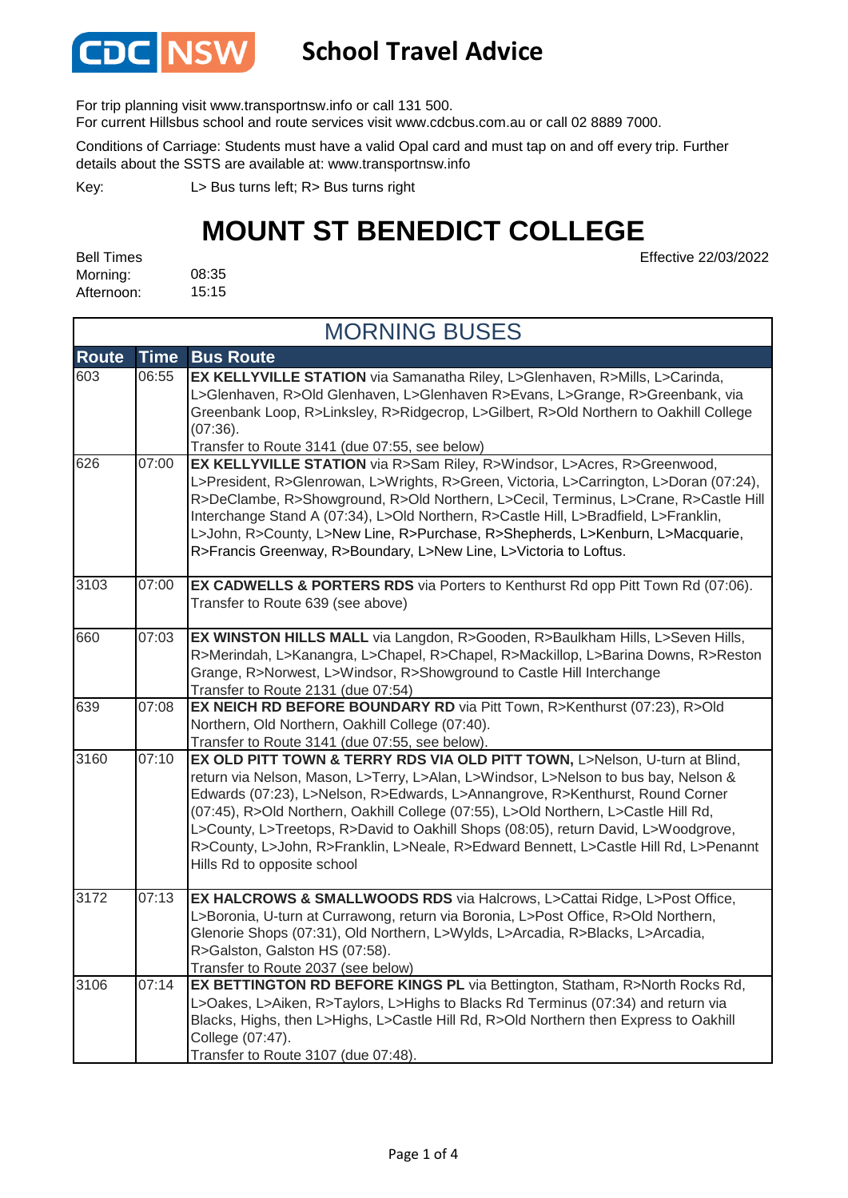# CDC NSW School Travel Advice

For trip planning visit www.transportnsw.info or call 131 500.
For current Hillsbus school and route services visit www.cdcbus.com.au or call 02 8889 7000.

Conditions of Carriage: Students must have a valid Opal card and must tap on and off every trip. Further details about the SSTS are available at: www.transportnsw.info

Key: L> Bus turns left; R> Bus turns right

# MOUNT ST BENEDICT COLLEGE

Effective 22/03/2022

Bell Times
Morning: 08:35
Afternoon: 15:15

## MORNING BUSES

| Route | Time | Bus Route |
|---|---|---|
| 603 | 06:55 | **EX KELLYVILLE STATION** via Samanatha Riley, L>Glenhaven, R>Mills, L>Carinda, L>Glenhaven, R>Old Glenhaven, L>Glenhaven R>Evans, L>Grange, R>Greenbank, via Greenbank Loop, R>Linksley, R>Ridgecrop, L>Gilbert, R>Old Northern to Oakhill College (07:36). Transfer to Route 3141 (due 07:55, see below) |
| 626 | 07:00 | **EX KELLYVILLE STATION** via R>Sam Riley, R>Windsor, L>Acres, R>Greenwood, L>President, R>Glenrowan, L>Wrights, R>Green, Victoria, L>Carrington, L>Doran (07:24), R>DeClambe, R>Showground, R>Old Northern, L>Cecil, Terminus, L>Crane, R>Castle Hill Interchange Stand A (07:34), L>Old Northern, R>Castle Hill, L>Bradfield, L>Franklin, L>John, R>County, L>New Line, R>Purchase, R>Shepherds, L>Kenburn, L>Macquarie, R>Francis Greenway, R>Boundary, L>New Line, L>Victoria to Loftus. |
| 3103 | 07:00 | **EX CADWELLS & PORTERS RDS** via Porters to Kenthurst Rd opp Pitt Town Rd (07:06). Transfer to Route 639 (see above) |
| 660 | 07:03 | **EX WINSTON HILLS MALL** via Langdon, R>Gooden, R>Baulkham Hills, L>Seven Hills, R>Merindah, L>Kanangra, L>Chapel, R>Chapel, R>Mackillop, L>Barina Downs, R>Reston Grange, R>Norwest, L>Windsor, R>Showground to Castle Hill Interchange Transfer to Route 2131 (due 07:54) |
| 639 | 07:08 | **EX NEICH RD BEFORE BOUNDARY RD** via Pitt Town, R>Kenthurst (07:23), R>Old Northern, Old Northern, Oakhill College (07:40). Transfer to Route 3141 (due 07:55, see below) |
| 3160 | 07:10 | **EX OLD PITT TOWN & TERRY RDS VIA OLD PITT TOWN,** L>Nelson, U-turn at Blind, return via Nelson, Mason, L>Terry, L>Alan, L>Windsor, L>Nelson to bus bay, Nelson & Edwards (07:23), L>Nelson, R>Edwards, L>Annangrove, R>Kenthurst, Round Corner (07:45), R>Old Northern, Oakhill College (07:55), L>Old Northern, L>Castle Hill Rd, L>County, L>Treetops, R>David to Oakhill Shops (08:05), return David, L>Woodgrove, R>County, L>John, R>Franklin, L>Neale, R>Edward Bennett, L>Castle Hill Rd, L>Penannt Hills Rd to opposite school |
| 3172 | 07:13 | **EX HALCROWS & SMALLWOODS RDS** via Halcrows, L>Cattai Ridge, L>Post Office, L>Boronia, U-turn at Currawong, return via Boronia, L>Post Office, R>Old Northern, Glenorie Shops (07:31), Old Northern, L>Wylds, L>Arcadia, R>Blacks, L>Arcadia, R>Galston, Galston HS (07:58). Transfer to Route 2037 (see below) |
| 3106 | 07:14 | **EX BETTINGTON RD BEFORE KINGS PL** via Bettington, Statham, R>North Rocks Rd, L>Oakes, L>Aiken, R>Taylors, L>Highs to Blacks Rd Terminus (07:34) and return via Blacks, Highs, then L>Highs, L>Castle Hill Rd, R>Old Northern then Express to Oakhill College (07:47). Transfer to Route 3107 (due 07:48). |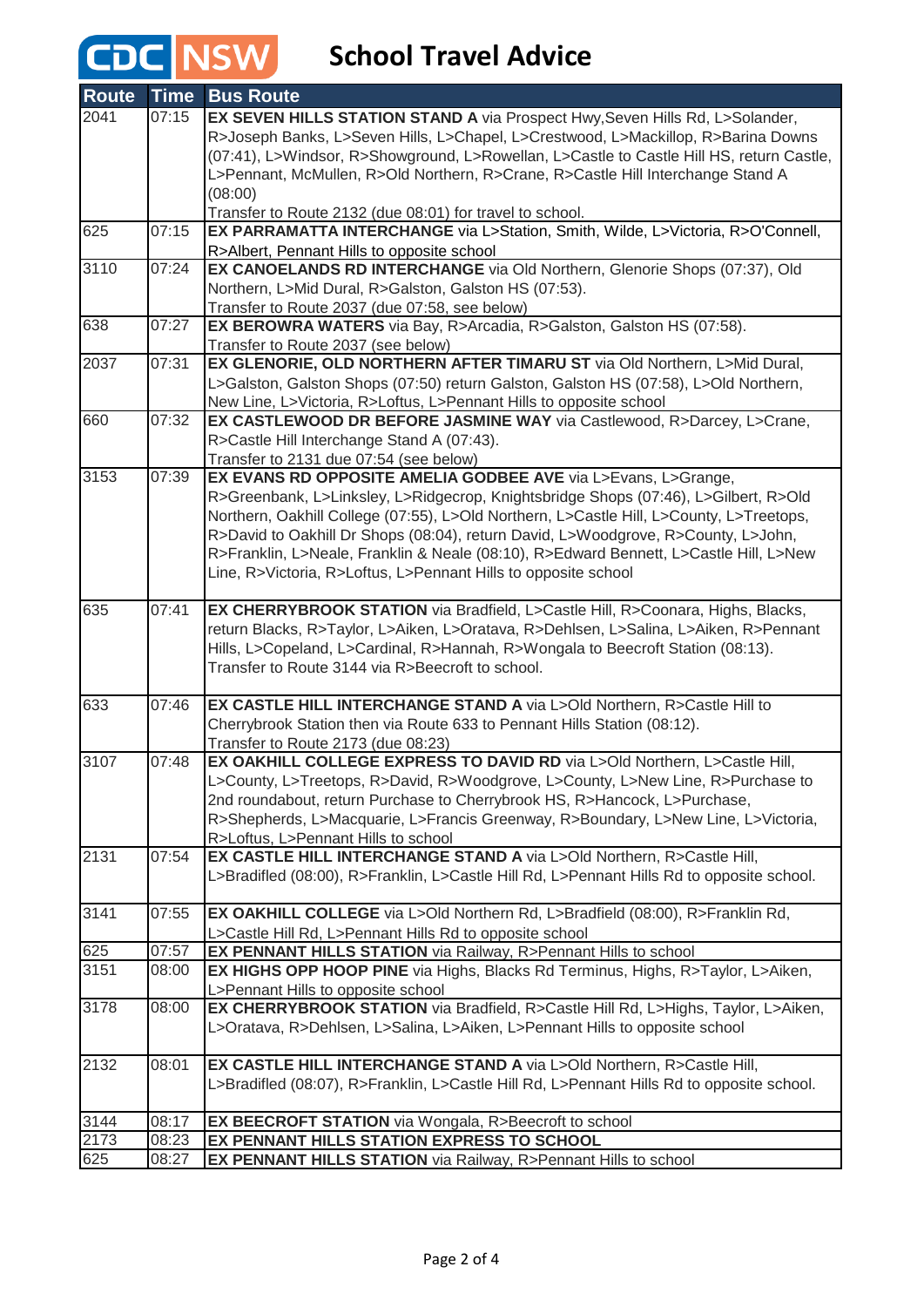# CDC NSW School Travel Advice

| Route | Time | Bus Route |
|---|---|---|
| 2041 | 07:15 | **EX SEVEN HILLS STATION STAND A** via Prospect Hwy,Seven Hills Rd, L>Solander, R>Joseph Banks, L>Seven Hills, L>Chapel, L>Crestwood, L>Mackillop, R>Barina Downs (07:41), L>Windsor, R>Showground, L>Rowellan, L>Castle to Castle Hill HS, return Castle, L>Pennant, McMullen, R>Old Northern, R>Crane, R>Castle Hill Interchange Stand A (08:00) Transfer to Route 2132 (due 08:01) for travel to school. |
| 625 | 07:15 | **EX PARRAMATTA INTERCHANGE** via L>Station, Smith, Wilde, L>Victoria, R>O'Connell, R>Albert, Pennant Hills to opposite school |
| 3110 | 07:24 | **EX CANOELANDS RD INTERCHANGE** via Old Northern, Glenorie Shops (07:37), Old Northern, L>Mid Dural, R>Galston, Galston HS (07:53). Transfer to Route 2037 (due 07:58, see below) |
| 638 | 07:27 | **EX BEROWRA WATERS** via Bay, R>Arcadia, R>Galston, Galston HS (07:58). Transfer to Route 2037 (see below) |
| 2037 | 07:31 | **EX GLENORIE, OLD NORTHERN AFTER TIMARU ST** via Old Northern, L>Mid Dural, L>Galston, Galston Shops (07:50) return Galston, Galston HS (07:58), L>Old Northern, New Line, L>Victoria, R>Loftus, L>Pennant Hills to opposite school |
| 660 | 07:32 | **EX CASTLEWOOD DR BEFORE JASMINE WAY** via Castlewood, R>Darcey, L>Crane, R>Castle Hill Interchange Stand A (07:43). Transfer to 2131 due 07:54 (see below) |
| 3153 | 07:39 | **EX EVANS RD OPPOSITE AMELIA GODBEE AVE** via L>Evans, L>Grange, R>Greenbank, L>Linksley, L>Ridgecrop, Knightsbridge Shops (07:46), L>Gilbert, R>Old Northern, Oakhill College (07:55), L>Old Northern, L>Castle Hill, L>County, L>Treetops, R>David to Oakhill Dr Shops (08:04), return David, L>Woodgrove, R>County, L>John, R>Franklin, L>Neale, Franklin & Neale (08:10), R>Edward Bennett, L>Castle Hill, L>New Line, R>Victoria, R>Loftus, L>Pennant Hills to opposite school |
| 635 | 07:41 | **EX CHERRYBROOK STATION** via Bradfield, L>Castle Hill, R>Coonara, Highs, Blacks, return Blacks, R>Taylor, L>Aiken, L>Oratava, R>Dehlsen, L>Salina, L>Aiken, R>Pennant Hills, L>Copeland, L>Cardinal, R>Hannah, R>Wongala to Beecroft Station (08:13). Transfer to Route 3144 via R>Beecroft to school. |
| 633 | 07:46 | **EX CASTLE HILL INTERCHANGE STAND A** via L>Old Northern, R>Castle Hill to Cherrybrook Station then via Route 633 to Pennant Hills Station (08:12). Transfer to Route 2173 (due 08:23) |
| 3107 | 07:48 | **EX OAKHILL COLLEGE EXPRESS TO DAVID RD** via L>Old Northern, L>Castle Hill, L>County, L>Treetops, R>David, R>Woodgrove, L>County, L>New Line, R>Purchase to 2nd roundabout, return Purchase to Cherrybrook HS, R>Hancock, L>Purchase, R>Shepherds, L>Macquarie, L>Francis Greenway, R>Boundary, L>New Line, L>Victoria, R>Loftus, L>Pennant Hills to school |
| 2131 | 07:54 | **EX CASTLE HILL INTERCHANGE STAND A** via L>Old Northern, R>Castle Hill, L>Bradifled (08:00), R>Franklin, L>Castle Hill Rd, L>Pennant Hills Rd to opposite school. |
| 3141 | 07:55 | **EX OAKHILL COLLEGE** via L>Old Northern Rd, L>Bradfield (08:00), R>Franklin Rd, L>Castle Hill Rd, L>Pennant Hills Rd to opposite school |
| 625 | 07:57 | **EX PENNANT HILLS STATION** via Railway, R>Pennant Hills to school |
| 3151 | 08:00 | **EX HIGHS OPP HOOP PINE** via Highs, Blacks Rd Terminus, Highs, R>Taylor, L>Aiken, L>Pennant Hills to opposite school |
| 3178 | 08:00 | **EX CHERRYBROOK STATION** via Bradfield, R>Castle Hill Rd, L>Highs, Taylor, L>Aiken, L>Oratava, R>Dehlsen, L>Salina, L>Aiken, L>Pennant Hills to opposite school |
| 2132 | 08:01 | **EX CASTLE HILL INTERCHANGE STAND A** via L>Old Northern, R>Castle Hill, L>Bradifled (08:07), R>Franklin, L>Castle Hill Rd, L>Pennant Hills Rd to opposite school. |
| 3144 | 08:17 | **EX BEECROFT STATION** via Wongala, R>Beecroft to school |
| 2173 | 08:23 | **EX PENNANT HILLS STATION EXPRESS TO SCHOOL** |
| 625 | 08:27 | **EX PENNANT HILLS STATION** via Railway, R>Pennant Hills to school |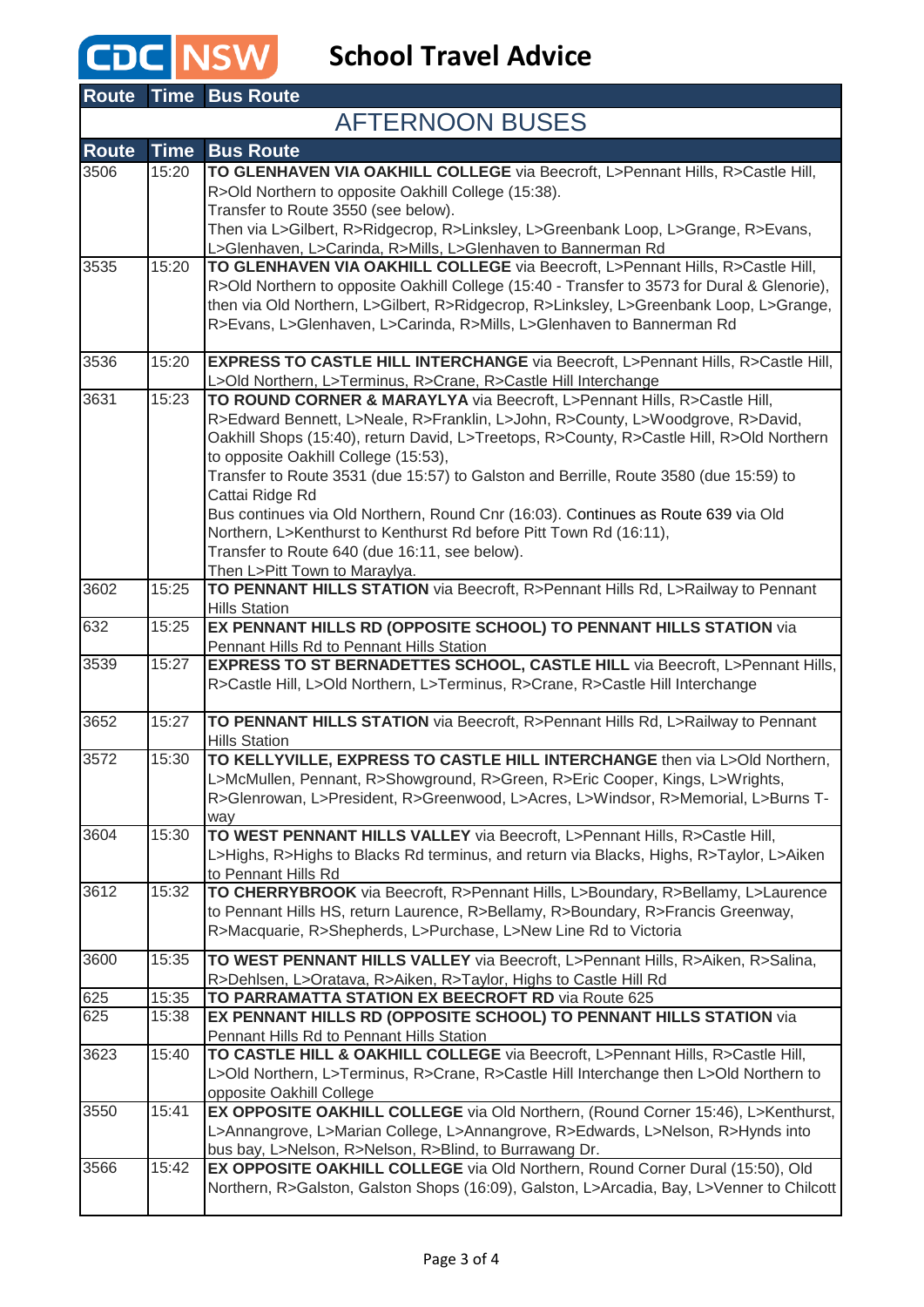# School Travel Advice

| Route | Time | Bus Route |
|---|---|---|
| **AFTERNOON BUSES** | | |
| **Route** | **Time** | **Bus Route** |
| 3506 | 15:20 | **TO GLENHAVEN VIA OAKHILL COLLEGE** via Beecroft, L>Pennant Hills, R>Castle Hill, R>Old Northern to opposite Oakhill College (15:38). Transfer to Route 3550 (see below). Then via L>Gilbert, R>Ridgecrop, R>Linksley, L>Greenbank Loop, L>Grange, R>Evans, L>Glenhaven, L>Carinda, R>Mills, L>Glenhaven to Bannerman Rd |
| 3535 | 15:20 | **TO GLENHAVEN VIA OAKHILL COLLEGE** via Beecroft, L>Pennant Hills, R>Castle Hill, R>Old Northern to opposite Oakhill College (15:40 - Transfer to 3573 for Dural & Glenorie), then via Old Northern, L>Gilbert, R>Ridgecrop, R>Linksley, L>Greenbank Loop, L>Grange, R>Evans, L>Glenhaven, L>Carinda, R>Mills, L>Glenhaven to Bannerman Rd |
| 3536 | 15:20 | **EXPRESS TO CASTLE HILL INTERCHANGE** via Beecroft, L>Pennant Hills, R>Castle Hill, L>Old Northern, L>Terminus, R>Crane, R>Castle Hill Interchange |
| 3631 | 15:23 | **TO ROUND CORNER & MARAYLYA** via Beecroft, L>Pennant Hills, R>Castle Hill, R>Edward Bennett, L>Neale, R>Franklin, L>John, R>County, L>Woodgrove, R>David, Oakhill Shops (15:40), return David, L>Treetops, R>County, R>Castle Hill, R>Old Northern to opposite Oakhill College (15:53), Transfer to Route 3531 (due 15:57) to Galston and Berrille, Route 3580 (due 15:59) to Cattai Ridge Rd Bus continues via Old Northern, Round Cnr (16:03). Continues as Route 639 via Old Northern, L>Kenthurst to Kenthurst Rd before Pitt Town Rd (16:11), Transfer to Route 640 (due 16:11, see below). Then L>Pitt Town to Maraylya. |
| 3602 | 15:25 | **TO PENNANT HILLS STATION** via Beecroft, R>Pennant Hills Rd, L>Railway to Pennant Hills Station |
| 632 | 15:25 | **EX PENNANT HILLS RD (OPPOSITE SCHOOL) TO PENNANT HILLS STATION** via Pennant Hills Rd to Pennant Hills Station |
| 3539 | 15:27 | **EXPRESS TO ST BERNADETTES SCHOOL, CASTLE HILL** via Beecroft, L>Pennant Hills, R>Castle Hill, L>Old Northern, L>Terminus, R>Crane, R>Castle Hill Interchange |
| 3652 | 15:27 | **TO PENNANT HILLS STATION** via Beecroft, R>Pennant Hills Rd, L>Railway to Pennant Hills Station |
| 3572 | 15:30 | **TO KELLYVILLE, EXPRESS TO CASTLE HILL INTERCHANGE** then via L>Old Northern, L>McMullen, Pennant, R>Showground, R>Green, R>Eric Cooper, Kings, L>Wrights, R>Glenrowan, L>President, R>Greenwood, L>Acres, L>Windsor, R>Memorial, L>Burns T-way |
| 3604 | 15:30 | **TO WEST PENNANT HILLS VALLEY** via Beecroft, L>Pennant Hills, R>Castle Hill, L>Highs, R>Highs to Blacks Rd terminus, and return via Blacks, Highs, R>Taylor, L>Aiken to Pennant Hills Rd |
| 3612 | 15:32 | **TO CHERRYBROOK** via Beecroft, R>Pennant Hills, L>Boundary, R>Bellamy, L>Laurence to Pennant Hills HS, return Laurence, R>Bellamy, R>Boundary, R>Francis Greenway, R>Macquarie, R>Shepherds, L>Purchase, L>New Line Rd to Victoria |
| 3600 | 15:35 | **TO WEST PENNANT HILLS VALLEY** via Beecroft, L>Pennant Hills, R>Aiken, R>Salina, R>Dehlsen, L>Oratava, R>Aiken, R>Taylor, Highs to Castle Hill Rd |
| 625 | 15:35 | **TO PARRAMATTA STATION EX BEECROFT RD** via Route 625 |
| 625 | 15:38 | **EX PENNANT HILLS RD (OPPOSITE SCHOOL) TO PENNANT HILLS STATION** via Pennant Hills Rd to Pennant Hills Station |
| 3623 | 15:40 | **TO CASTLE HILL & OAKHILL COLLEGE** via Beecroft, L>Pennant Hills, R>Castle Hill, L>Old Northern, L>Terminus, R>Crane, R>Castle Hill Interchange then L>Old Northern to opposite Oakhill College |
| 3550 | 15:41 | **EX OPPOSITE OAKHILL COLLEGE** via Old Northern, (Round Corner 15:46), L>Kenthurst, L>Annangrove, L>Marian College, L>Annangrove, R>Edwards, L>Nelson, R>Hynds into bus bay, L>Nelson, R>Nelson, R>Blind, to Burrawang Dr. |
| 3566 | 15:42 | **EX OPPOSITE OAKHILL COLLEGE** via Old Northern, Round Corner Dural (15:50), Old Northern, R>Galston, Galston Shops (16:09), Galston, L>Arcadia, Bay, L>Venner to Chilcott |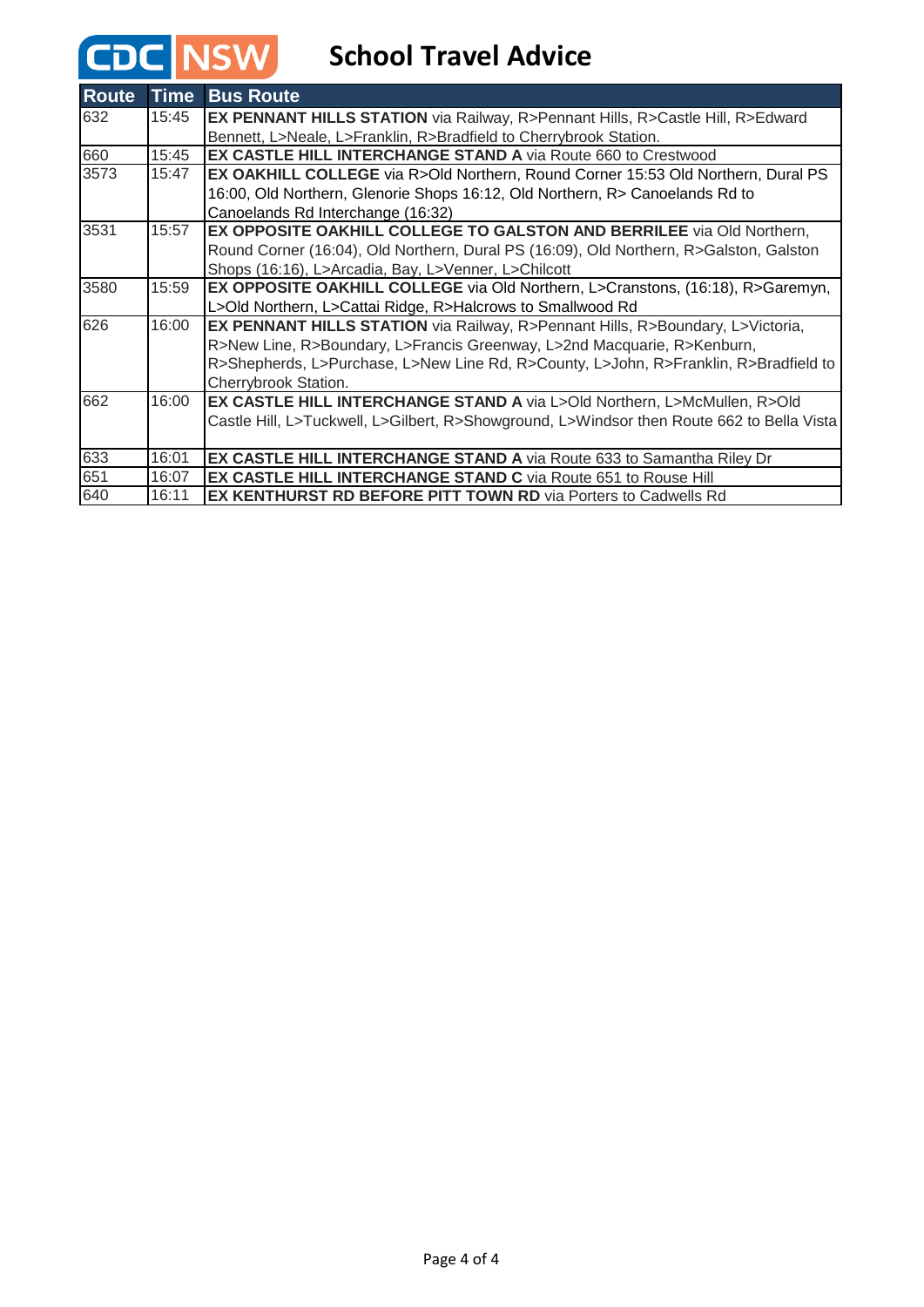CDC NSW

# School Travel Advice

| Route | Time | Bus Route |
|---|---|---|
| 632 | 15:45 | **EX PENNANT HILLS STATION** via Railway, R>Pennant Hills, R>Castle Hill, R>Edward Bennett, L>Neale, L>Franklin, R>Bradfield to Cherrybrook Station. |
| 660 | 15:45 | **EX CASTLE HILL INTERCHANGE STAND A** via Route 660 to Crestwood |
| 3573 | 15:47 | **EX OAKHILL COLLEGE** via R>Old Northern, Round Corner 15:53 Old Northern, Dural PS 16:00, Old Northern, Glenorie Shops 16:12, Old Northern, R> Canoelands Rd to Canoelands Rd Interchange (16:32) |
| 3531 | 15:57 | **EX OPPOSITE OAKHILL COLLEGE TO GALSTON AND BERRILEE** via Old Northern, Round Corner (16:04), Old Northern, Dural PS (16:09), Old Northern, R>Galston, Galston Shops (16:16), L>Arcadia, Bay, L>Venner, L>Chilcott |
| 3580 | 15:59 | **EX OPPOSITE OAKHILL COLLEGE** via Old Northern, L>Cranstons, (16:18), R>Garemyn, L>Old Northern, L>Cattai Ridge, R>Halcrows to Smallwood Rd |
| 626 | 16:00 | **EX PENNANT HILLS STATION** via Railway, R>Pennant Hills, R>Boundary, L>Victoria, R>New Line, R>Boundary, L>Francis Greenway, L>2nd Macquarie, R>Kenburn, R>Shepherds, L>Purchase, L>New Line Rd, R>County, L>John, R>Franklin, R>Bradfield to Cherrybrook Station. |
| 662 | 16:00 | **EX CASTLE HILL INTERCHANGE STAND A** via L>Old Northern, L>McMullen, R>Old Castle Hill, L>Tuckwell, L>Gilbert, R>Showground, L>Windsor then Route 662 to Bella Vista |
| 633 | 16:01 | **EX CASTLE HILL INTERCHANGE STAND A** via Route 633 to Samantha Riley Dr |
| 651 | 16:07 | **EX CASTLE HILL INTERCHANGE STAND C** via Route 651 to Rouse Hill |
| 640 | 16:11 | **EX KENTHURST RD BEFORE PITT TOWN RD** via Porters to Cadwells Rd |